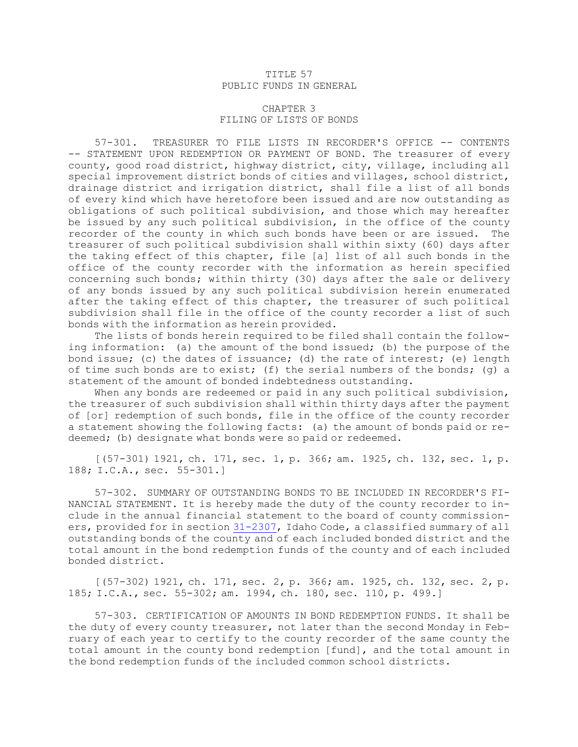# TITLE 57
# PUBLIC FUNDS IN GENERAL

## CHAPTER 3
## FILING OF LISTS OF BONDS

57-301. TREASURER TO FILE LISTS IN RECORDER'S OFFICE -- CONTENTS -- STATEMENT UPON REDEMPTION OR PAYMENT OF BOND. The treasurer of every county, good road district, highway district, city, village, including all special improvement district bonds of cities and villages, school district, drainage district and irrigation district, shall file a list of all bonds of every kind which have heretofore been issued and are now outstanding as obligations of such political subdivision, and those which may hereafter be issued by any such political subdivision, in the office of the county recorder of the county in which such bonds have been or are issued. The treasurer of such political subdivision shall within sixty (60) days after the taking effect of this chapter, file [a] list of all such bonds in the office of the county recorder with the information as herein specified concerning such bonds; within thirty (30) days after the sale or delivery of any bonds issued by any such political subdivision herein enumerated after the taking effect of this chapter, the treasurer of such political subdivision shall file in the office of the county recorder a list of such bonds with the information as herein provided.

The lists of bonds herein required to be filed shall contain the following information: (a) the amount of the bond issued; (b) the purpose of the bond issue; (c) the dates of issuance; (d) the rate of interest; (e) length of time such bonds are to exist; (f) the serial numbers of the bonds; (g) a statement of the amount of bonded indebtedness outstanding.

When any bonds are redeemed or paid in any such political subdivision, the treasurer of such subdivision shall within thirty days after the payment of [or] redemption of such bonds, file in the office of the county recorder a statement showing the following facts: (a) the amount of bonds paid or redeemed; (b) designate what bonds were so paid or redeemed.

[(57-301) 1921, ch. 171, sec. 1, p. 366; am. 1925, ch. 132, sec. 1, p. 188; I.C.A., sec. 55-301.]

57-302. SUMMARY OF OUTSTANDING BONDS TO BE INCLUDED IN RECORDER'S FINANCIAL STATEMENT. It is hereby made the duty of the county recorder to include in the annual financial statement to the board of county commissioners, provided for in section 31-2307, Idaho Code, a classified summary of all outstanding bonds of the county and of each included bonded district and the total amount in the bond redemption funds of the county and of each included bonded district.

[(57-302) 1921, ch. 171, sec. 2, p. 366; am. 1925, ch. 132, sec. 2, p. 185; I.C.A., sec. 55-302; am. 1994, ch. 180, sec. 110, p. 499.]

57-303. CERTIFICATION OF AMOUNTS IN BOND REDEMPTION FUNDS. It shall be the duty of every county treasurer, not later than the second Monday in February of each year to certify to the county recorder of the same county the total amount in the county bond redemption [fund], and the total amount in the bond redemption funds of the included common school districts.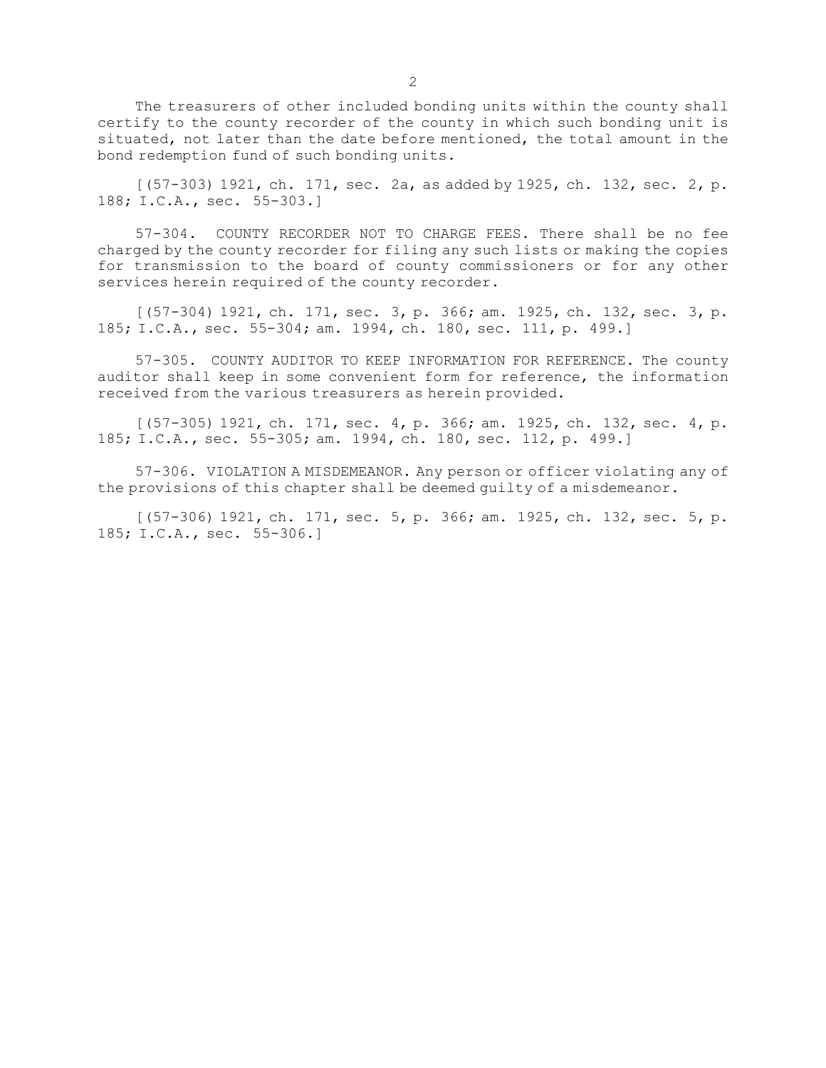The treasurers of other included bonding units within the county shall certify to the county recorder of the county in which such bonding unit is situated, not later than the date before mentioned, the total amount in the bond redemption fund of such bonding units.

[(57-303) 1921, ch. 171, sec. 2a, as added by 1925, ch. 132, sec. 2, p. 188; I.C.A., sec. 55-303.]

57-304. COUNTY RECORDER NOT TO CHARGE FEES. There shall be no fee charged by the county recorder for filing any such lists or making the copies for transmission to the board of county commissioners or for any other services herein required of the county recorder.

[(57-304) 1921, ch. 171, sec. 3, p. 366; am. 1925, ch. 132, sec. 3, p. 185; I.C.A., sec. 55-304; am. 1994, ch. 180, sec. 111, p. 499.]

57-305. COUNTY AUDITOR TO KEEP INFORMATION FOR REFERENCE. The county auditor shall keep in some convenient form for reference, the information received from the various treasurers as herein provided.

[(57-305) 1921, ch. 171, sec. 4, p. 366; am. 1925, ch. 132, sec. 4, p. 185; I.C.A., sec. 55-305; am. 1994, ch. 180, sec. 112, p. 499.]

57-306. VIOLATION A MISDEMEANOR. Any person or officer violating any of the provisions of this chapter shall be deemed guilty of a misdemeanor.

[(57-306) 1921, ch. 171, sec. 5, p. 366; am. 1925, ch. 132, sec. 5, p. 185; I.C.A., sec. 55-306.]